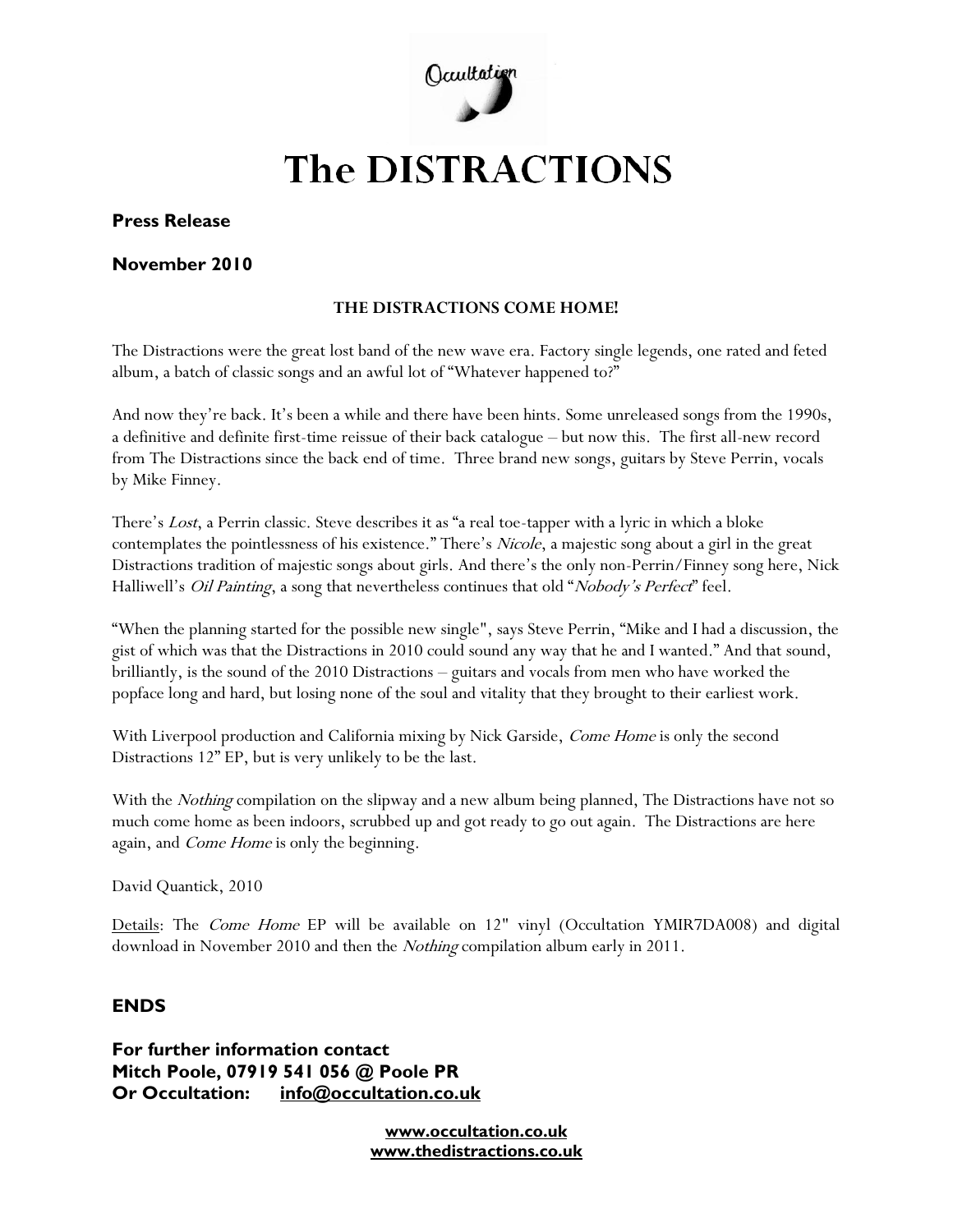Occultation

# The DISTRACTIONS

**Press Release**

**November 2010**

**THE DISTRACTIONS COME HOME!**

The Distractions were the great lost band of the new wave era. Factory single legends, one rated and feted album, a batch of classic songs and an awful lot of "Whatever happened to?"

And now they're back. It's been a while and there have been hints. Some unreleased songs from the 1990s, a definitive and definite first-time reissue of their back catalogue – but now this. The first all-new record from The Distractions since the back end of time. Three brand new songs, guitars by Steve Perrin, vocals by Mike Finney.

There's *Lost*, a Perrin classic. Steve describes it as "a real toe-tapper with a lyric in which a bloke contemplates the pointlessness of his existence." There's *Nicole*, a majestic song about a girl in the great Distractions tradition of majestic songs about girls. And there's the only non-Perrin/Finney song here, Nick Halliwell's *Oil Painting*, a song that nevertheless continues that old "*Nobody's Perfect*" feel.

"When the planning started for the possible new single", says Steve Perrin, "Mike and I had a discussion, the gist of which was that the Distractions in 2010 could sound any way that he and I wanted." And that sound, brilliantly, is the sound of the 2010 Distractions – guitars and vocals from men who have worked the popface long and hard, but losing none of the soul and vitality that they brought to their earliest work.

With Liverpool production and California mixing by Nick Garside, *Come Home* is only the second Distractions 12" EP, but is very unlikely to be the last.

With the *Nothing* compilation on the slipway and a new album being planned, The Distractions have not so much come home as been indoors, scrubbed up and got ready to go out again. The Distractions are here again, and *Come Home* is only the beginning.

David Quantick, 2010

Details: The *Come Home* EP will be available on 12" vinyl (Occultation YMIR7DA008) and digital download in November 2010 and then the *Nothing* compilation album early in 2011.

**ENDS**

**For further information contact**
**Mitch Poole, 07919 541 056 @ Poole PR**
**Or Occultation: info@occultation.co.uk**

**www.occultation.co.uk**
**www.thedistractions.co.uk**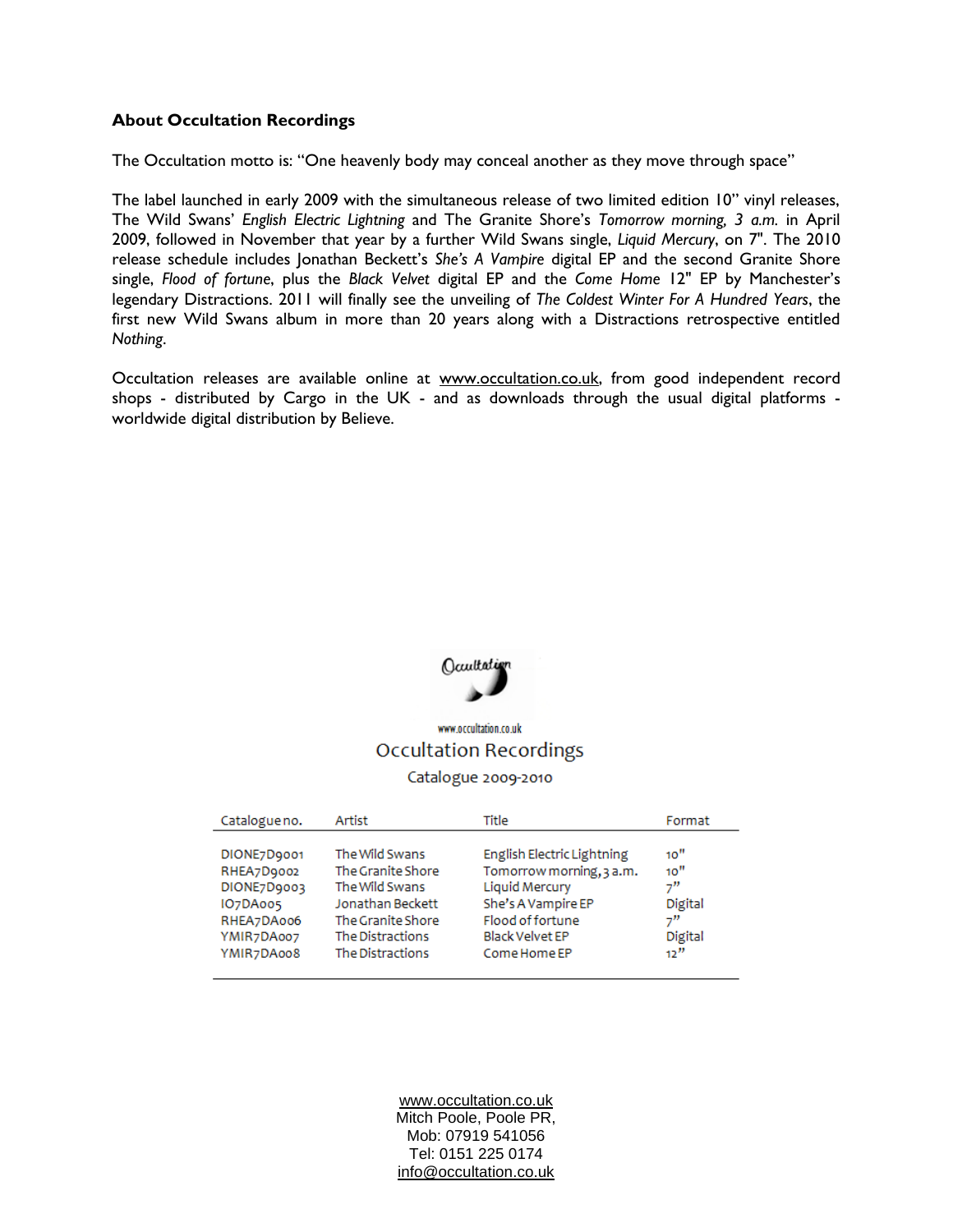## About Occultation Recordings

The Occultation motto is: "One heavenly body may conceal another as they move through space"

The label launched in early 2009 with the simultaneous release of two limited edition 10" vinyl releases, The Wild Swans' *English Electric Lightning* and The Granite Shore's *Tomorrow morning, 3 a.m.* in April 2009, followed in November that year by a further Wild Swans single, *Liquid Mercury*, on 7". The 2010 release schedule includes Jonathan Beckett's *She's A Vampire* digital EP and the second Granite Shore single, *Flood of fortune*, plus the *Black Velvet* digital EP and the *Come Home* 12" EP by Manchester's legendary Distractions. 2011 will finally see the unveiling of *The Coldest Winter For A Hundred Years*, the first new Wild Swans album in more than 20 years along with a Distractions retrospective entitled *Nothing*.

Occultation releases are available online at www.occultation.co.uk, from good independent record shops - distributed by Cargo in the UK - and as downloads through the usual digital platforms - worldwide digital distribution by Believe.

Occultation

www.occultation.co.uk

Occultation Recordings

Catalogue 2009-2010

| Catalogue no. | Artist | Title | Format |
|---|---|---|---|
| DIONE7D9001 | The Wild Swans | English Electric Lightning | 10" |
| RHEA7D9002 | The Granite Shore | Tomorrow morning, 3 a.m. | 10" |
| DIONE7D9003 | The Wild Swans | Liquid Mercury | 7" |
| IO7DA005 | Jonathan Beckett | She's A Vampire EP | Digital |
| RHEA7DA006 | The Granite Shore | Flood of fortune | 7" |
| YMIR7DA007 | The Distractions | Black Velvet EP | Digital |
| YMIR7DA008 | The Distractions | Come Home EP | 12" |

www.occultation.co.uk
Mitch Poole, Poole PR,
Mob: 07919 541056
Tel: 0151 225 0174
info@occultation.co.uk